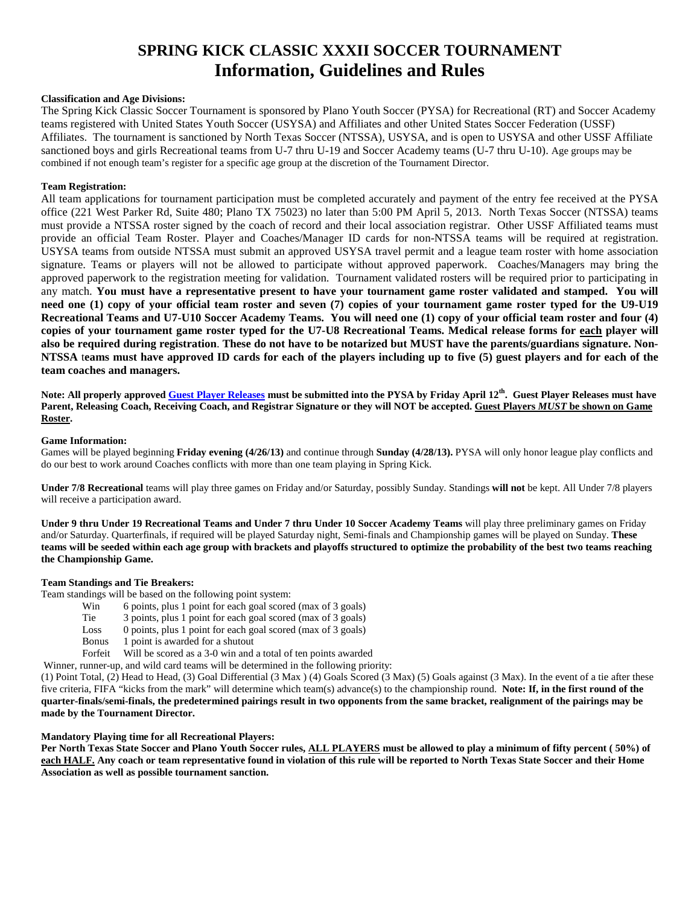# SPRING KICK CLASSIC XXXII SOCCER TOURNAMENT
# Information, Guidelines and Rules

**Classification and Age Divisions:**

The Spring Kick Classic Soccer Tournament is sponsored by Plano Youth Soccer (PYSA) for Recreational (RT) and Soccer Academy teams registered with United States Youth Soccer (USYSA) and Affiliates and other United States Soccer Federation (USSF) Affiliates. The tournament is sanctioned by North Texas Soccer (NTSSA), USYSA, and is open to USYSA and other USSF Affiliate sanctioned boys and girls Recreational teams from U-7 thru U-19 and Soccer Academy teams (U-7 thru U-10). Age groups may be combined if not enough team's register for a specific age group at the discretion of the Tournament Director.

**Team Registration:**

All team applications for tournament participation must be completed accurately and payment of the entry fee received at the PYSA office (221 West Parker Rd, Suite 480; Plano TX 75023) no later than 5:00 PM April 5, 2013. North Texas Soccer (NTSSA) teams must provide a NTSSA roster signed by the coach of record and their local association registrar. Other USSF Affiliated teams must provide an official Team Roster. Player and Coaches/Manager ID cards for non-NTSSA teams will be required at registration. USYSA teams from outside NTSSA must submit an approved USYSA travel permit and a league team roster with home association signature. Teams or players will not be allowed to participate without approved paperwork. Coaches/Managers may bring the approved paperwork to the registration meeting for validation. Tournament validated rosters will be required prior to participating in any match. **You must have a representative present to have your tournament game roster validated and stamped. You will need one (1) copy of your official team roster and seven (7) copies of your tournament game roster typed for the U9-U19 Recreational Teams and U7-U10 Soccer Academy Teams. You will need one (1) copy of your official team roster and four (4) copies of your tournament game roster typed for the U7-U8 Recreational Teams. Medical release forms for <u>each</u> player will also be required during registration**. **These do not have to be notarized but MUST have the parents/guardians signature. Non-NTSSA** t**eams must have approved ID cards for each of the players including up to five (5) guest players and for each of the team coaches and managers.**

**Note: All properly approved <u>Guest Player Releases</u> must be submitted into the PYSA by Friday April 12th. Guest Player Releases must have Parent, Releasing Coach, Receiving Coach, and Registrar Signature or they will NOT be accepted. <u>Guest Players *MUST* be shown on Game Roster</u>.**

**Game Information:**

Games will be played beginning **Friday evening (4/26/13)** and continue through **Sunday (4/28/13).** PYSA will only honor league play conflicts and do our best to work around Coaches conflicts with more than one team playing in Spring Kick.

**Under 7/8 Recreational** teams will play three games on Friday and/or Saturday, possibly Sunday. Standings **will not** be kept. All Under 7/8 players will receive a participation award.

**Under 9 thru Under 19 Recreational Teams and Under 7 thru Under 10 Soccer Academy Teams** will play three preliminary games on Friday and/or Saturday. Quarterfinals, if required will be played Saturday night, Semi-finals and Championship games will be played on Sunday. **These teams will be seeded within each age group with brackets and playoffs structured to optimize the probability of the best two teams reaching the Championship Game.**

**Team Standings and Tie Breakers:**

Team standings will be based on the following point system:

- Win — 6 points, plus 1 point for each goal scored (max of 3 goals)
- Tie — 3 points, plus 1 point for each goal scored (max of 3 goals)
- Loss — 0 points, plus 1 point for each goal scored (max of 3 goals)
- Bonus — 1 point is awarded for a shutout
- Forfeit — Will be scored as a 3-0 win and a total of ten points awarded

Winner, runner-up, and wild card teams will be determined in the following priority:

(1) Point Total, (2) Head to Head, (3) Goal Differential (3 Max ) (4) Goals Scored (3 Max) (5) Goals against (3 Max). In the event of a tie after these five criteria, FIFA "kicks from the mark" will determine which team(s) advance(s) to the championship round. **Note: If, in the first round of the quarter-finals/semi-finals, the predetermined pairings result in two opponents from the same bracket, realignment of the pairings may be made by the Tournament Director.**

**Mandatory Playing time for all Recreational Players:**

**Per North Texas State Soccer and Plano Youth Soccer rules, <u>ALL PLAYERS</u> must be allowed to play a minimum of fifty percent ( 50%) of <u>each HALF.</u> Any coach or team representative found in violation of this rule will be reported to North Texas State Soccer and their Home Association as well as possible tournament sanction.**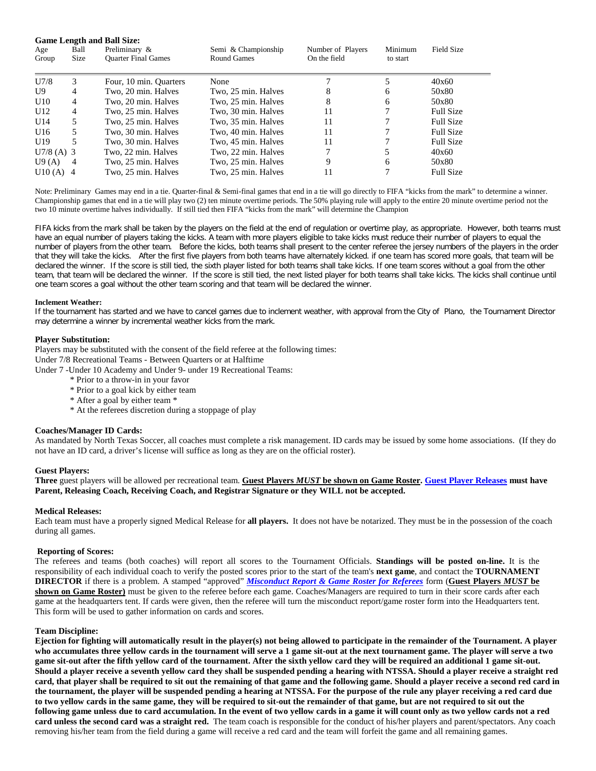**Game Length and Ball Size:**

| Age Group | Ball Size | Preliminary & Quarter Final Games | Semi & Championship Round Games | Number of Players On the field | Minimum to start | Field Size |
|---|---|---|---|---|---|---|
| U7/8 | 3 | Four, 10 min. Quarters | None | 7 | 5 | 40x60 |
| U9 | 4 | Two, 20 min. Halves | Two, 25 min. Halves | 8 | 6 | 50x80 |
| U10 | 4 | Two, 20 min. Halves | Two, 25 min. Halves | 8 | 6 | 50x80 |
| U12 | 4 | Two, 25 min. Halves | Two, 30 min. Halves | 11 | 7 | Full Size |
| U14 | 5 | Two, 25 min. Halves | Two, 35 min. Halves | 11 | 7 | Full Size |
| U16 | 5 | Two, 30 min. Halves | Two, 40 min. Halves | 11 | 7 | Full Size |
| U19 | 5 | Two, 30 min. Halves | Two, 45 min. Halves | 11 | 7 | Full Size |
| U7/8 (A) | 3 | Two, 22 min. Halves | Two, 22 min. Halves | 7 | 5 | 40x60 |
| U9 (A) | 4 | Two, 25 min. Halves | Two, 25 min. Halves | 9 | 6 | 50x80 |
| U10 (A) | 4 | Two, 25 min. Halves | Two, 25 min. Halves | 11 | 7 | Full Size |

Note: Preliminary Games may end in a tie. Quarter-final & Semi-final games that end in a tie will go directly to FIFA "kicks from the mark" to determine a winner. Championship games that end in a tie will play two (2) ten minute overtime periods. The 50% playing rule will apply to the entire 20 minute overtime period not the two 10 minute overtime halves individually. If still tied then FIFA "kicks from the mark" will determine the Champion

FIFA kicks from the mark shall be taken by the players on the field at the end of regulation or overtime play, as appropriate. However, both teams must have an equal number of players taking the kicks. A team with more players eligible to take kicks must reduce their number of players to equal the number of players from the other team. Before the kicks, both teams shall present to the center referee the jersey numbers of the players in the order that they will take the kicks. After the first five players from both teams have alternately kicked. if one team has scored more goals, that team will be declared the winner. If the score is still tied, the sixth player listed for both teams shall take kicks. If one team scores without a goal from the other team, that team will be declared the winner. If the score is still tied, the next listed player for both teams shall take kicks. The kicks shall continue until one team scores a goal without the other team scoring and that team will be declared the winner.

**Inclement Weather:**

If the tournament has started and we have to cancel games due to inclement weather, with approval from the City of Plano, the Tournament Director may determine a winner by incremental weather kicks from the mark.

**Player Substitution:**

Players may be substituted with the consent of the field referee at the following times:

Under 7/8 Recreational Teams - Between Quarters or at Halftime

Under 7 -Under 10 Academy and Under 9- under 19 Recreational Teams:

- \* Prior to a throw-in in your favor
- \* Prior to a goal kick by either team
- \* After a goal by either team \*
- \* At the referees discretion during a stoppage of play

**Coaches/Manager ID Cards:**

As mandated by North Texas Soccer, all coaches must complete a risk management. ID cards may be issued by some home associations. (If they do not have an ID card, a driver's license will suffice as long as they are on the official roster).

**Guest Players:**

**Three** guest players will be allowed per recreational team. **Guest Players *MUST* be shown on Game Roster. Guest Player Releases must have Parent, Releasing Coach, Receiving Coach, and Registrar Signature or they WILL not be accepted.**

**Medical Releases:**

Each team must have a properly signed Medical Release for **all players.** It does not have be notarized. They must be in the possession of the coach during all games.

**Reporting of Scores:**

The referees and teams (both coaches) will report all scores to the Tournament Officials. **Standings will be posted on-line.** It is the responsibility of each individual coach to verify the posted scores prior to the start of the team's **next game**, and contact the **TOURNAMENT DIRECTOR** if there is a problem. A stamped "approved" ***Misconduct Report & Game Roster for Referees*** form (**Guest Players *MUST* be shown on Game Roster)** must be given to the referee before each game. Coaches/Managers are required to turn in their score cards after each game at the headquarters tent. If cards were given, then the referee will turn the misconduct report/game roster form into the Headquarters tent. This form will be used to gather information on cards and scores.

**Team Discipline:**

**Ejection for fighting will automatically result in the player(s) not being allowed to participate in the remainder of the Tournament. A player who accumulates three yellow cards in the tournament will serve a 1 game sit-out at the next tournament game. The player will serve a two game sit-out after the fifth yellow card of the tournament. After the sixth yellow card they will be required an additional 1 game sit-out. Should a player receive a seventh yellow card they shall be suspended pending a hearing with NTSSA. Should a player receive a straight red card, that player shall be required to sit out the remaining of that game and the following game. Should a player receive a second red card in the tournament, the player will be suspended pending a hearing at NTSSA. For the purpose of the rule any player receiving a red card due to two yellow cards in the same game, they will be required to sit-out the remainder of that game, but are not required to sit out the following game unless due to card accumulation. In the event of two yellow cards in a game it will count only as two yellow cards not a red card unless the second card was a straight red.** The team coach is responsible for the conduct of his/her players and parent/spectators. Any coach removing his/her team from the field during a game will receive a red card and the team will forfeit the game and all remaining games.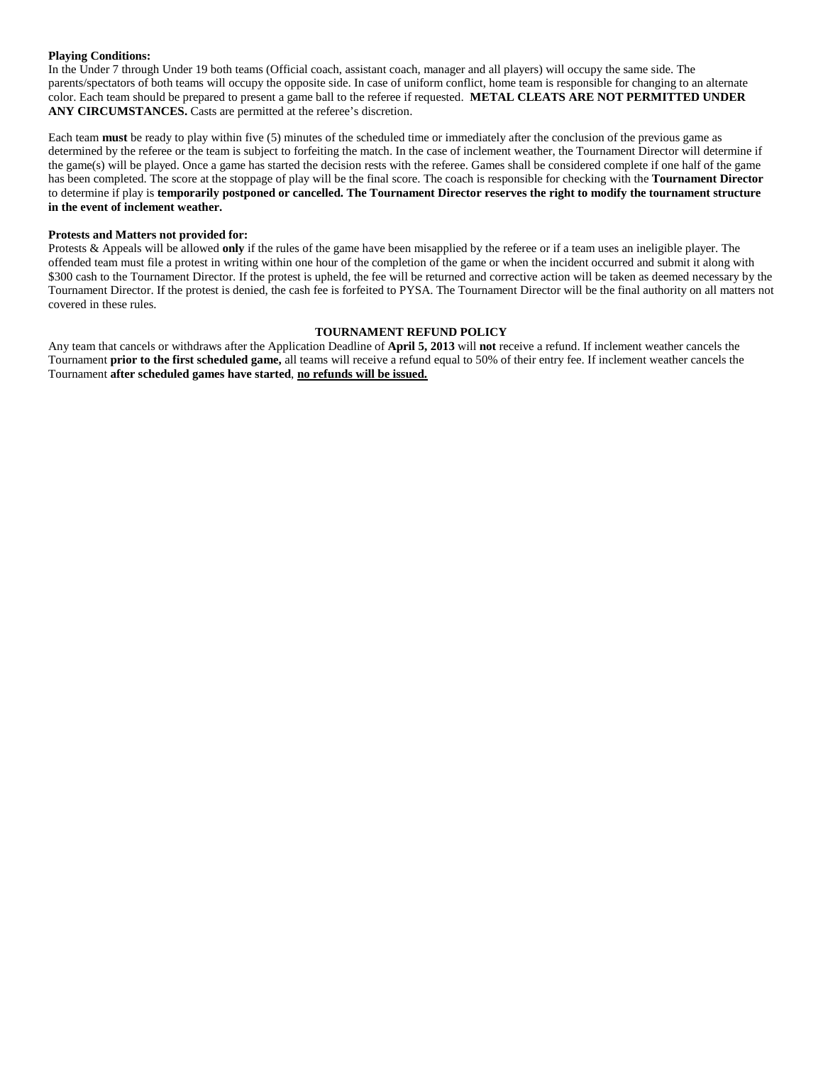**Playing Conditions:**
In the Under 7 through Under 19 both teams (Official coach, assistant coach, manager and all players) will occupy the same side. The parents/spectators of both teams will occupy the opposite side. In case of uniform conflict, home team is responsible for changing to an alternate color. Each team should be prepared to present a game ball to the referee if requested. **METAL CLEATS ARE NOT PERMITTED UNDER ANY CIRCUMSTANCES.** Casts are permitted at the referee's discretion.

Each team **must** be ready to play within five (5) minutes of the scheduled time or immediately after the conclusion of the previous game as determined by the referee or the team is subject to forfeiting the match. In the case of inclement weather, the Tournament Director will determine if the game(s) will be played. Once a game has started the decision rests with the referee. Games shall be considered complete if one half of the game has been completed. The score at the stoppage of play will be the final score. The coach is responsible for checking with the **Tournament Director** to determine if play is **temporarily postponed or cancelled. The Tournament Director reserves the right to modify the tournament structure in the event of inclement weather.**

**Protests and Matters not provided for:**
Protests & Appeals will be allowed **only** if the rules of the game have been misapplied by the referee or if a team uses an ineligible player. The offended team must file a protest in writing within one hour of the completion of the game or when the incident occurred and submit it along with $300 cash to the Tournament Director. If the protest is upheld, the fee will be returned and corrective action will be taken as deemed necessary by the Tournament Director. If the protest is denied, the cash fee is forfeited to PYSA. The Tournament Director will be the final authority on all matters not covered in these rules.

**TOURNAMENT REFUND POLICY**

Any team that cancels or withdraws after the Application Deadline of **April 5, 2013** will **not** receive a refund. If inclement weather cancels the Tournament **prior to the first scheduled game,** all teams will receive a refund equal to 50% of their entry fee. If inclement weather cancels the Tournament **after scheduled games have started**, **<u>no refunds will be issued.</u>**